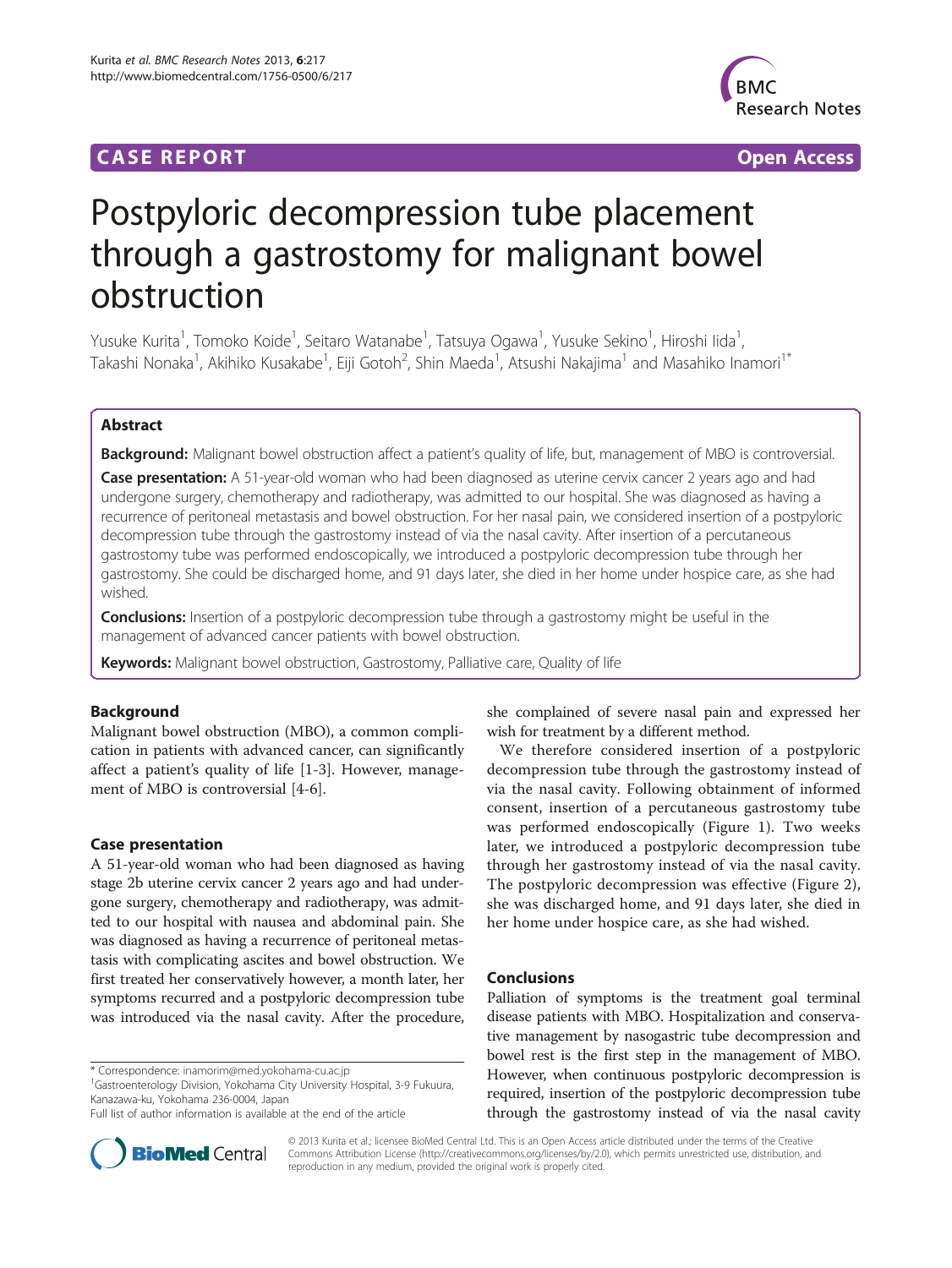**CASE REPORT** **Open Access**

# Postpyloric decompression tube placement through a gastrostomy for malignant bowel obstruction

Yusuke Kurita[1], Tomoko Koide[1], Seitaro Watanabe[1], Tatsuya Ogawa[1], Yusuke Sekino[1], Hiroshi Iida[1], Takashi Nonaka[1], Akihiko Kusakabe[1], Eiji Gotoh[2], Shin Maeda[1], Atsushi Nakajima[1] and Masahiko Inamori[1*]

## Abstract

**Background:** Malignant bowel obstruction affect a patient's quality of life, but, management of MBO is controversial.

**Case presentation:** A 51-year-old woman who had been diagnosed as uterine cervix cancer 2 years ago and had undergone surgery, chemotherapy and radiotherapy, was admitted to our hospital. She was diagnosed as having a recurrence of peritoneal metastasis and bowel obstruction. For her nasal pain, we considered insertion of a postpyloric decompression tube through the gastrostomy instead of via the nasal cavity. After insertion of a percutaneous gastrostomy tube was performed endoscopically, we introduced a postpyloric decompression tube through her gastrostomy. She could be discharged home, and 91 days later, she died in her home under hospice care, as she had wished.

**Conclusions:** Insertion of a postpyloric decompression tube through a gastrostomy might be useful in the management of advanced cancer patients with bowel obstruction.

**Keywords:** Malignant bowel obstruction, Gastrostomy, Palliative care, Quality of life

## Background

Malignant bowel obstruction (MBO), a common complication in patients with advanced cancer, can significantly affect a patient's quality of life [1-3]. However, management of MBO is controversial [4-6].

## Case presentation

A 51-year-old woman who had been diagnosed as having stage 2b uterine cervix cancer 2 years ago and had undergone surgery, chemotherapy and radiotherapy, was admitted to our hospital with nausea and abdominal pain. She was diagnosed as having a recurrence of peritoneal metastasis with complicating ascites and bowel obstruction. We first treated her conservatively however, a month later, her symptoms recurred and a postpyloric decompression tube was introduced via the nasal cavity. After the procedure, she complained of severe nasal pain and expressed her wish for treatment by a different method.

We therefore considered insertion of a postpyloric decompression tube through the gastrostomy instead of via the nasal cavity. Following obtainment of informed consent, insertion of a percutaneous gastrostomy tube was performed endoscopically (Figure 1). Two weeks later, we introduced a postpyloric decompression tube through her gastrostomy instead of via the nasal cavity. The postpyloric decompression was effective (Figure 2), she was discharged home, and 91 days later, she died in her home under hospice care, as she had wished.

## Conclusions

Palliation of symptoms is the treatment goal terminal disease patients with MBO. Hospitalization and conservative management by nasogastric tube decompression and bowel rest is the first step in the management of MBO. However, when continuous postpyloric decompression is required, insertion of the postpyloric decompression tube through the gastrostomy instead of via the nasal cavity

\* Correspondence: inamorim@med.yokohama-cu.ac.jp
[1]Gastroenterology Division, Yokohama City University Hospital, 3-9 Fukuura, Kanazawa-ku, Yokohama 236-0004, Japan
Full list of author information is available at the end of the article

© 2013 Kurita et al.; licensee BioMed Central Ltd. This is an Open Access article distributed under the terms of the Creative Commons Attribution License (http://creativecommons.org/licenses/by/2.0), which permits unrestricted use, distribution, and reproduction in any medium, provided the original work is properly cited.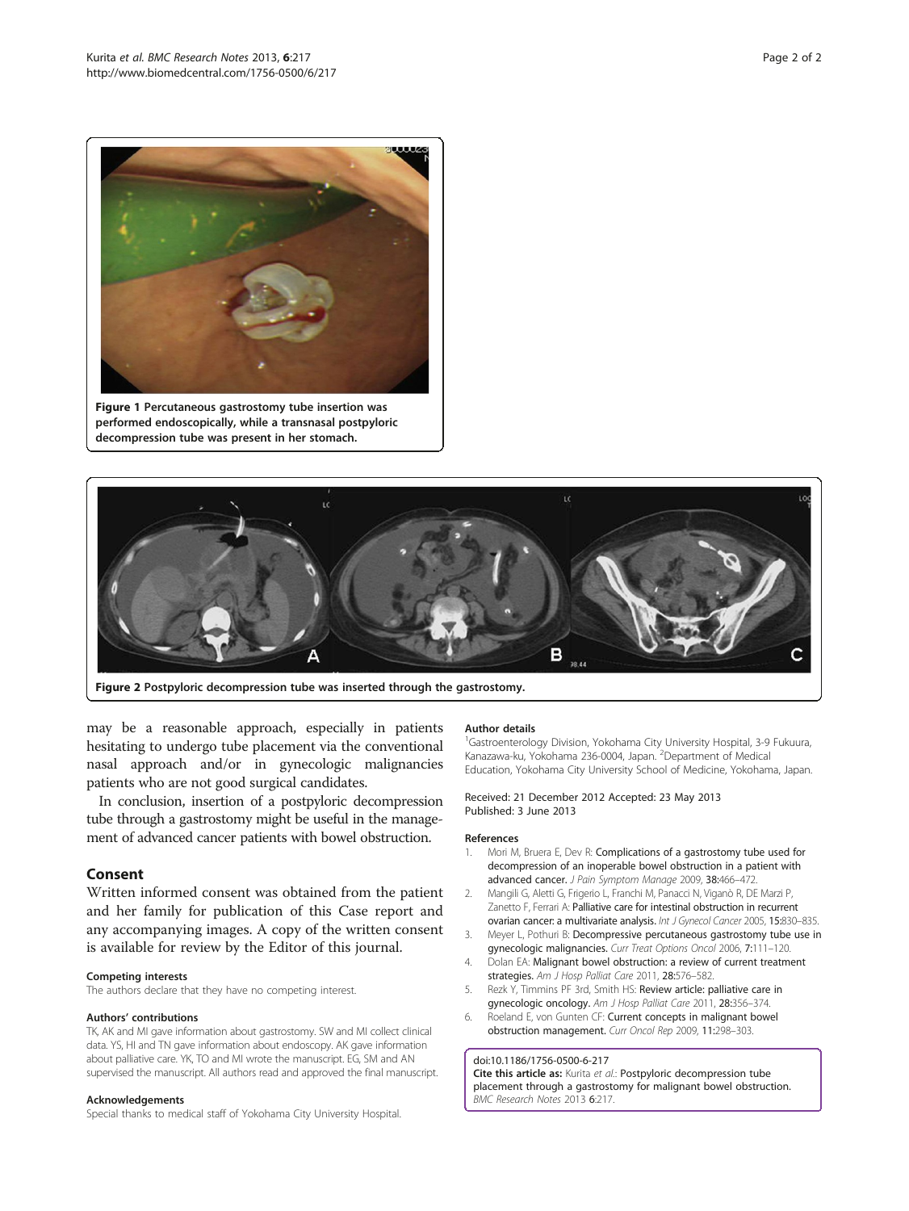Figure 1 Percutaneous gastrostomy tube insertion was performed endoscopically, while a transnasal postpyloric decompression tube was present in her stomach.

Figure 2 Postpyloric decompression tube was inserted through the gastrostomy.

may be a reasonable approach, especially in patients hesitating to undergo tube placement via the conventional nasal approach and/or in gynecologic malignancies patients who are not good surgical candidates.

In conclusion, insertion of a postpyloric decompression tube through a gastrostomy might be useful in the management of advanced cancer patients with bowel obstruction.

## Consent

Written informed consent was obtained from the patient and her family for publication of this Case report and any accompanying images. A copy of the written consent is available for review by the Editor of this journal.

### Competing interests

The authors declare that they have no competing interest.

### Authors' contributions

TK, AK and MI gave information about gastrostomy. SW and MI collect clinical data. YS, HI and TN gave information about endoscopy. AK gave information about palliative care. YK, TO and MI wrote the manuscript. EG, SM and AN supervised the manuscript. All authors read and approved the final manuscript.

### Acknowledgements

Special thanks to medical staff of Yokohama City University Hospital.

### Author details

[1]Gastroenterology Division, Yokohama City University Hospital, 3-9 Fukuura, Kanazawa-ku, Yokohama 236-0004, Japan. [2]Department of Medical Education, Yokohama City University School of Medicine, Yokohama, Japan.

Received: 21 December 2012 Accepted: 23 May 2013
Published: 3 June 2013

### References

1. Mori M, Bruera E, Dev R: **Complications of a gastrostomy tube used for decompression of an inoperable bowel obstruction in a patient with advanced cancer.** *J Pain Symptom Manage* 2009, **38:**466–472.
2. Mangili G, Aletti G, Frigerio L, Franchi M, Panacci N, Viganò R, DE Marzi P, Zanetto F, Ferrari A: **Palliative care for intestinal obstruction in recurrent ovarian cancer: a multivariate analysis.** *Int J Gynecol Cancer* 2005, **15:**830–835.
3. Meyer L, Pothuri B: **Decompressive percutaneous gastrostomy tube use in gynecologic malignancies.** *Curr Treat Options Oncol* 2006, **7:**111–120.
4. Dolan EA: **Malignant bowel obstruction: a review of current treatment strategies.** *Am J Hosp Palliat Care* 2011, **28:**576–582.
5. Rezk Y, Timmins PF 3rd, Smith HS: **Review article: palliative care in gynecologic oncology.** *Am J Hosp Palliat Care* 2011, **28:**356–374.
6. Roeland E, von Gunten CF: **Current concepts in malignant bowel obstruction management.** *Curr Oncol Rep* 2009, **11:**298–303.

doi:10.1186/1756-0500-6-217
**Cite this article as:** Kurita *et al.*: Postpyloric decompression tube placement through a gastrostomy for malignant bowel obstruction. *BMC Research Notes* 2013 **6**:217.